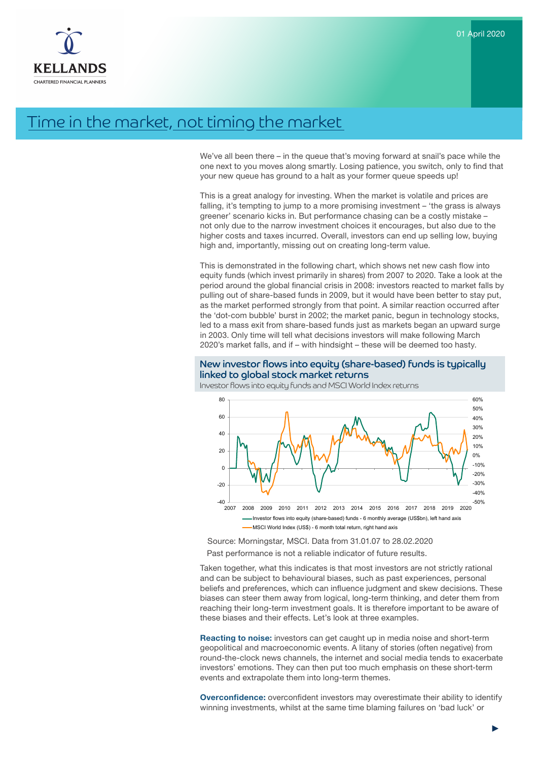KELLANDS

CHARTERED FINANCIAL PLANNERS

01 April 2020

# Time in the market, not timing the market

We've all been there – in the queue that's moving forward at snail's pace while the one next to you moves along smartly. Losing patience, you switch, only to find that your new queue has ground to a halt as your former queue speeds up!

This is a great analogy for investing. When the market is volatile and prices are falling, it's tempting to jump to a more promising investment – 'the grass is always greener' scenario kicks in. But performance chasing can be a costly mistake – not only due to the narrow investment choices it encourages, but also due to the higher costs and taxes incurred. Overall, investors can end up selling low, buying high and, importantly, missing out on creating long-term value.

This is demonstrated in the following chart, which shows net new cash flow into equity funds (which invest primarily in shares) from 2007 to 2020. Take a look at the period around the global financial crisis in 2008: investors reacted to market falls by pulling out of share-based funds in 2009, but it would have been better to stay put, as the market performed strongly from that point. A similar reaction occurred after the 'dot-com bubble' burst in 2002; the market panic, begun in technology stocks, led to a mass exit from share-based funds just as markets began an upward surge in 2003. Only time will tell what decisions investors will make following March 2020's market falls, and if – with hindsight – these will be deemed too hasty.

## New investor flows into equity (share-based) funds is typically linked to global stock market returns

Investor flows into equity funds and MSCI World Index returns

— Investor flows into equity (share-based) funds - 6 monthly average (US$bn), left hand axis
— MSCI World Index (US$) - 6 month total return, right hand axis

Source: Morningstar, MSCI. Data from 31.01.07 to 28.02.2020

Past performance is not a reliable indicator of future results.

Taken together, what this indicates is that most investors are not strictly rational and can be subject to behavioural biases, such as past experiences, personal beliefs and preferences, which can influence judgment and skew decisions. These biases can steer them away from logical, long-term thinking, and deter them from reaching their long-term investment goals. It is therefore important to be aware of these biases and their effects. Let's look at three examples.

**Reacting to noise:** investors can get caught up in media noise and short-term geopolitical and macroeconomic events. A litany of stories (often negative) from round-the-clock news channels, the internet and social media tends to exacerbate investors' emotions. They can then put too much emphasis on these short-term events and extrapolate them into long-term themes.

**Overconfidence:** overconfident investors may overestimate their ability to identify winning investments, whilst at the same time blaming failures on 'bad luck' or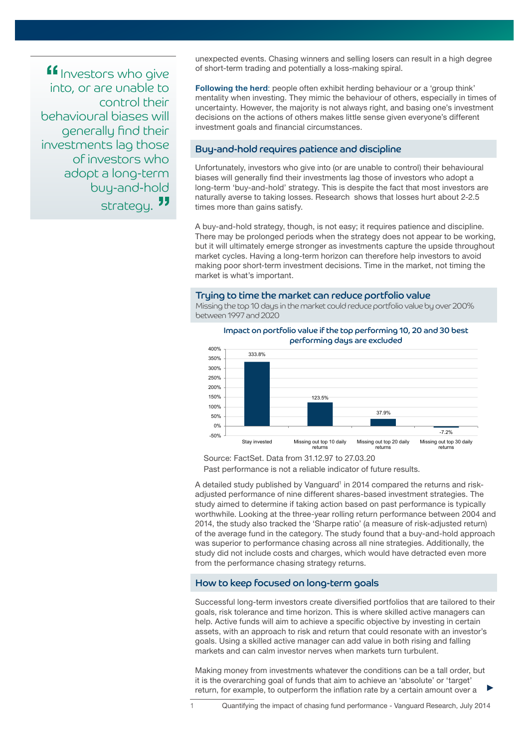> Investors who give into, or are unable to control their behavioural biases will generally find their investments lag those of investors who adopt a long-term buy-and-hold strategy.

unexpected events. Chasing winners and selling losers can result in a high degree of short-term trading and potentially a loss-making spiral.

**Following the herd**: people often exhibit herding behaviour or a 'group think' mentality when investing. They mimic the behaviour of others, especially in times of uncertainty. However, the majority is not always right, and basing one's investment decisions on the actions of others makes little sense given everyone's different investment goals and financial circumstances.

## Buy-and-hold requires patience and discipline

Unfortunately, investors who give into (or are unable to control) their behavioural biases will generally find their investments lag those of investors who adopt a long-term 'buy-and-hold' strategy. This is despite the fact that most investors are naturally averse to taking losses. Research shows that losses hurt about 2-2.5 times more than gains satisfy.

A buy-and-hold strategy, though, is not easy; it requires patience and discipline. There may be prolonged periods when the strategy does not appear to be working, but it will ultimately emerge stronger as investments capture the upside throughout market cycles. Having a long-term horizon can therefore help investors to avoid making poor short-term investment decisions. Time in the market, not timing the market is what's important.

## Trying to time the market can reduce portfolio value

Missing the top 10 days in the market could reduce portfolio value by over 200% between 1997 and 2020

**Impact on portfolio value if the top performing 10, 20 and 30 best performing days are excluded**

| Scenario | Portfolio value impact |
|---|---|
| Stay invested | 333.8% |
| Missing out top 10 daily returns | 123.5% |
| Missing out top 20 daily returns | 37.9% |
| Missing out top 30 daily returns | -7.2% |

Source: FactSet. Data from 31.12.97 to 27.03.20

Past performance is not a reliable indicator of future results.

A detailed study published by Vanguard[1] in 2014 compared the returns and risk-adjusted performance of nine different shares-based investment strategies. The study aimed to determine if taking action based on past performance is typically worthwhile. Looking at the three-year rolling return performance between 2004 and 2014, the study also tracked the 'Sharpe ratio' (a measure of risk-adjusted return) of the average fund in the category. The study found that a buy-and-hold approach was superior to performance chasing across all nine strategies. Additionally, the study did not include costs and charges, which would have detracted even more from the performance chasing strategy returns.

## How to keep focused on long-term goals

Successful long-term investors create diversified portfolios that are tailored to their goals, risk tolerance and time horizon. This is where skilled active managers can help. Active funds will aim to achieve a specific objective by investing in certain assets, with an approach to risk and return that could resonate with an investor's goals. Using a skilled active manager can add value in both rising and falling markets and can calm investor nerves when markets turn turbulent.

Making money from investments whatever the conditions can be a tall order, but it is the overarching goal of funds that aim to achieve an 'absolute' or 'target' return, for example, to outperform the inflation rate by a certain amount over a

[1] Quantifying the impact of chasing fund performance - Vanguard Research, July 2014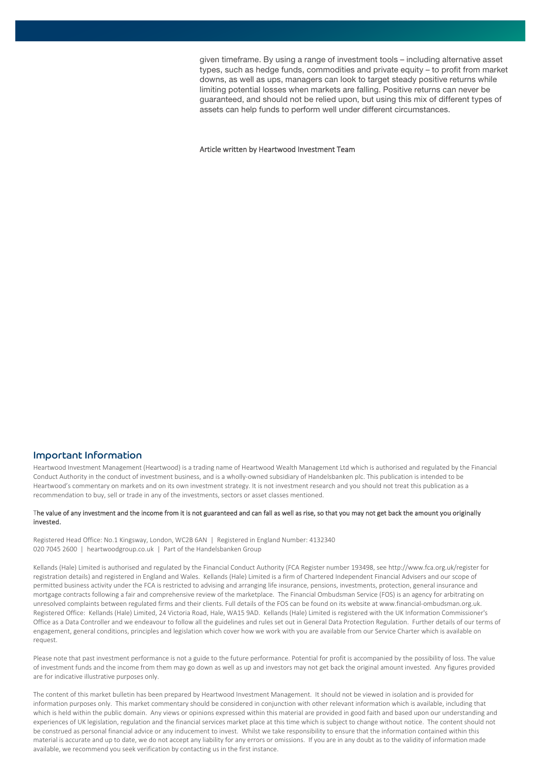given timeframe. By using a range of investment tools – including alternative asset types, such as hedge funds, commodities and private equity – to profit from market downs, as well as ups, managers can look to target steady positive returns while limiting potential losses when markets are falling. Positive returns can never be guaranteed, and should not be relied upon, but using this mix of different types of assets can help funds to perform well under different circumstances.

Article written by Heartwood Investment Team

## Important Information

Heartwood Investment Management (Heartwood) is a trading name of Heartwood Wealth Management Ltd which is authorised and regulated by the Financial Conduct Authority in the conduct of investment business, and is a wholly-owned subsidiary of Handelsbanken plc. This publication is intended to be Heartwood's commentary on markets and on its own investment strategy. It is not investment research and you should not treat this publication as a recommendation to buy, sell or trade in any of the investments, sectors or asset classes mentioned.

**The value of any investment and the income from it is not guaranteed and can fall as well as rise, so that you may not get back the amount you originally invested.**

Registered Head Office: No.1 Kingsway, London, WC2B 6AN | Registered in England Number: 4132340
020 7045 2600 | heartwoodgroup.co.uk | Part of the Handelsbanken Group

Kellands (Hale) Limited is authorised and regulated by the Financial Conduct Authority (FCA Register number 193498, see http://www.fca.org.uk/register for registration details) and registered in England and Wales. Kellands (Hale) Limited is a firm of Chartered Independent Financial Advisers and our scope of permitted business activity under the FCA is restricted to advising and arranging life insurance, pensions, investments, protection, general insurance and mortgage contracts following a fair and comprehensive review of the marketplace. The Financial Ombudsman Service (FOS) is an agency for arbitrating on unresolved complaints between regulated firms and their clients. Full details of the FOS can be found on its website at www.financial-ombudsman.org.uk. Registered Office: Kellands (Hale) Limited, 24 Victoria Road, Hale, WA15 9AD. Kellands (Hale) Limited is registered with the UK Information Commissioner's Office as a Data Controller and we endeavour to follow all the guidelines and rules set out in General Data Protection Regulation. Further details of our terms of engagement, general conditions, principles and legislation which cover how we work with you are available from our Service Charter which is available on request.

Please note that past investment performance is not a guide to the future performance. Potential for profit is accompanied by the possibility of loss. The value of investment funds and the income from them may go down as well as up and investors may not get back the original amount invested. Any figures provided are for indicative illustrative purposes only.

The content of this market bulletin has been prepared by Heartwood Investment Management. It should not be viewed in isolation and is provided for information purposes only. This market commentary should be considered in conjunction with other relevant information which is available, including that which is held within the public domain. Any views or opinions expressed within this material are provided in good faith and based upon our understanding and experiences of UK legislation, regulation and the financial services market place at this time which is subject to change without notice. The content should not be construed as personal financial advice or any inducement to invest. Whilst we take responsibility to ensure that the information contained within this material is accurate and up to date, we do not accept any liability for any errors or omissions. If you are in any doubt as to the validity of information made available, we recommend you seek verification by contacting us in the first instance.